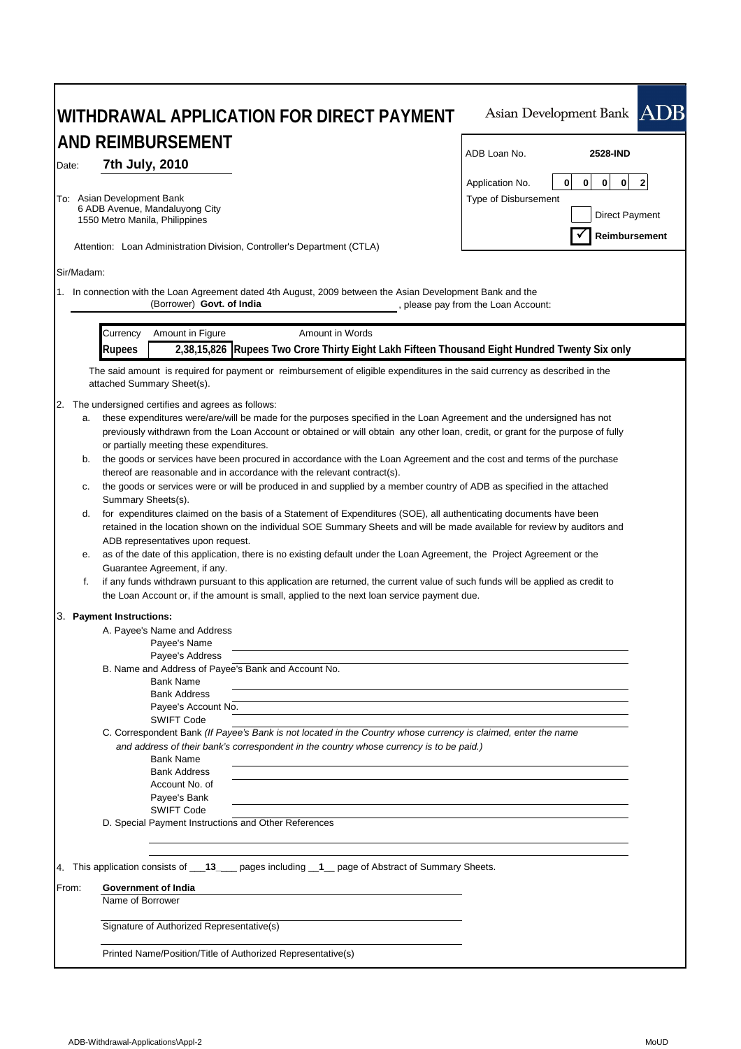# WITHDRAWAL APPLICATION FOR DIRECT PAYMENT AND REIMBURSEMENT

Asian Development Bank ADB

| | |
|---|---|
| ADB Loan No. | **2528-IND** |
| Application No. | 0 0 0 0 2 |
| Type of Disbursement | ☐ Direct Payment |
| | ☑ **Reimbursement** |

Date: **7th July, 2010**

To: Asian Development Bank
6 ADB Avenue, Mandaluyong City
1550 Metro Manila, Philippines

Attention: Loan Administration Division, Controller's Department (CTLA)

Sir/Madam:

1. In connection with the Loan Agreement dated 4th August, 2009 between the Asian Development Bank and the (Borrower) **Govt. of India**, please pay from the Loan Account:

| Currency | Amount in Figure | Amount in Words |
|---|---|---|
| **Rupees** | **2,38,15,826** | **Rupees Two Crore Thirty Eight Lakh Fifteen Thousand Eight Hundred Twenty Six only** |

The said amount is required for payment or reimbursement of eligible expenditures in the said currency as described in the attached Summary Sheet(s).

2. The undersigned certifies and agrees as follows:
   a. these expenditures were/are/will be made for the purposes specified in the Loan Agreement and the undersigned has not previously withdrawn from the Loan Account or obtained or will obtain any other loan, credit, or grant for the purpose of fully or partially meeting these expenditures.
   b. the goods or services have been procured in accordance with the Loan Agreement and the cost and terms of the purchase thereof are reasonable and in accordance with the relevant contract(s).
   c. the goods or services were or will be produced in and supplied by a member country of ADB as specified in the attached Summary Sheets(s).
   d. for expenditures claimed on the basis of a Statement of Expenditures (SOE), all authenticating documents have been retained in the location shown on the individual SOE Summary Sheets and will be made available for review by auditors and ADB representatives upon request.
   e. as of the date of this application, there is no existing default under the Loan Agreement, the Project Agreement or the Guarantee Agreement, if any.
   f. if any funds withdrawn pursuant to this application are returned, the current value of such funds will be applied as credit to the Loan Account or, if the amount is small, applied to the next loan service payment due.

3. **Payment Instructions:**
   - A. Payee's Name and Address
     - Payee's Name
     - Payee's Address
   - B. Name and Address of Payee's Bank and Account No.
     - Bank Name
     - Bank Address
     - Payee's Account No.
     - SWIFT Code
   - C. Correspondent Bank *(If Payee's Bank is not located in the Country whose currency is claimed, enter the name and address of their bank's correspondent in the country whose currency is to be paid.)*
     - Bank Name
     - Bank Address
     - Account No. of Payee's Bank
     - SWIFT Code
   - D. Special Payment Instructions and Other References

4. This application consists of ___**13**___ pages including __**1**__ page of Abstract of Summary Sheets.

From: **Government of India**
Name of Borrower

Signature of Authorized Representative(s)

Printed Name/Position/Title of Authorized Representative(s)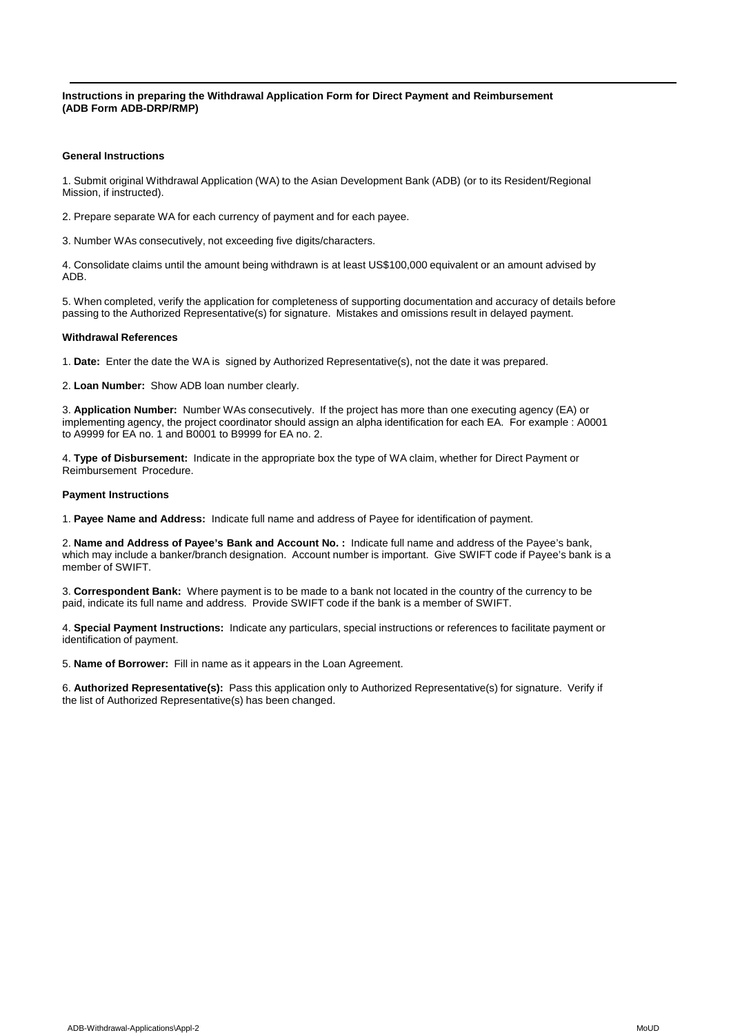**Instructions in preparing the Withdrawal Application Form for Direct Payment and Reimbursement (ADB Form ADB-DRP/RMP)**

**General Instructions**

1. Submit original Withdrawal Application (WA) to the Asian Development Bank (ADB) (or to its Resident/Regional Mission, if instructed).

2. Prepare separate WA for each currency of payment and for each payee.

3. Number WAs consecutively, not exceeding five digits/characters.

4. Consolidate claims until the amount being withdrawn is at least US$100,000 equivalent or an amount advised by ADB.

5. When completed, verify the application for completeness of supporting documentation and accuracy of details before passing to the Authorized Representative(s) for signature. Mistakes and omissions result in delayed payment.

**Withdrawal References**

1. **Date:** Enter the date the WA is signed by Authorized Representative(s), not the date it was prepared.

2. **Loan Number:** Show ADB loan number clearly.

3. **Application Number:** Number WAs consecutively. If the project has more than one executing agency (EA) or implementing agency, the project coordinator should assign an alpha identification for each EA. For example : A0001 to A9999 for EA no. 1 and B0001 to B9999 for EA no. 2.

4. **Type of Disbursement:** Indicate in the appropriate box the type of WA claim, whether for Direct Payment or Reimbursement Procedure.

**Payment Instructions**

1. **Payee Name and Address:** Indicate full name and address of Payee for identification of payment.

2. **Name and Address of Payee's Bank and Account No. :** Indicate full name and address of the Payee's bank, which may include a banker/branch designation. Account number is important. Give SWIFT code if Payee's bank is a member of SWIFT.

3. **Correspondent Bank:** Where payment is to be made to a bank not located in the country of the currency to be paid, indicate its full name and address. Provide SWIFT code if the bank is a member of SWIFT.

4. **Special Payment Instructions:** Indicate any particulars, special instructions or references to facilitate payment or identification of payment.

5. **Name of Borrower:** Fill in name as it appears in the Loan Agreement.

6. **Authorized Representative(s):** Pass this application only to Authorized Representative(s) for signature. Verify if the list of Authorized Representative(s) has been changed.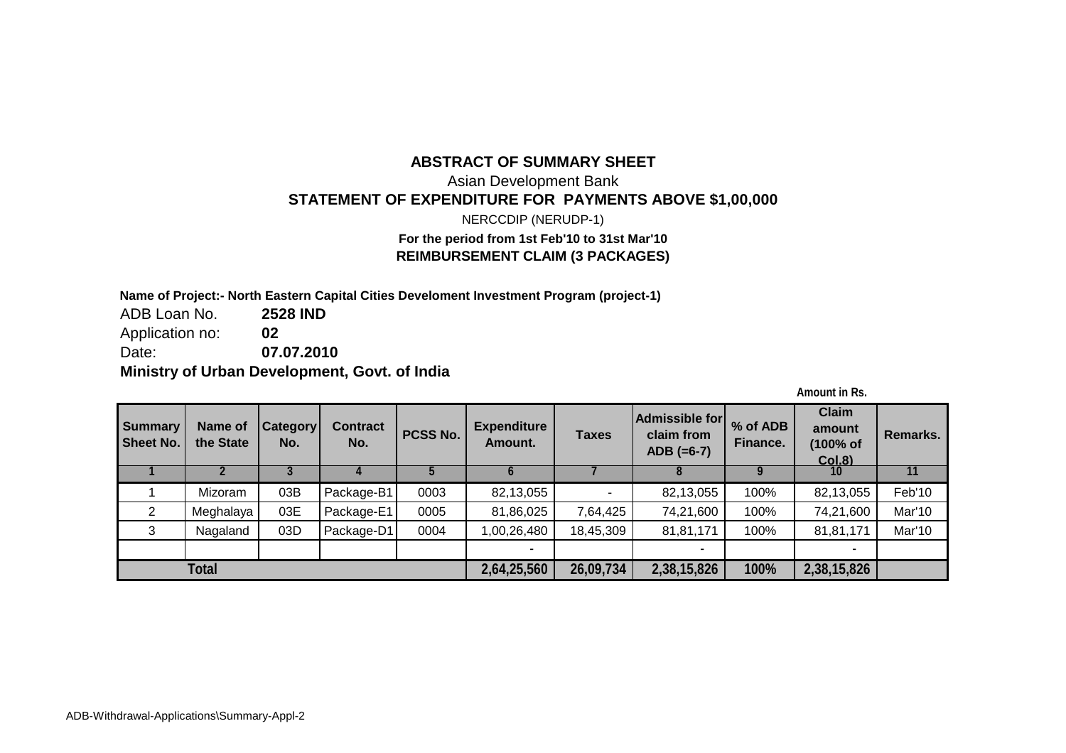# ABSTRACT OF SUMMARY SHEET

Asian Development Bank

## STATEMENT OF EXPENDITURE FOR PAYMENTS ABOVE $1,00,000

NERCCDIP (NERUDP-1)

**For the period from 1st Feb'10 to 31st Mar'10**

**REIMBURSEMENT CLAIM (3 PACKAGES)**

**Name of Project:- North Eastern Capital Cities Develoment Investment Program (project-1)**

ADB Loan No. **2528 IND**

Application no: **02**

Date: **07.07.2010**

**Ministry of Urban Development, Govt. of India**

**Amount in Rs.**

| Summary Sheet No. | Name of the State | Category No. | Contract No. | PCSS No. | Expenditure Amount. | Taxes | Admissible for claim from ADB (=6-7) | % of ADB Finance. | Claim amount (100% of Col.8) | Remarks. |
|---|---|---|---|---|---|---|---|---|---|---|
| 1 | 2 | 3 | 4 | 5 | 6 | 7 | 8 | 9 | 10 | 11 |
| 1 | Mizoram | 03B | Package-B1 | 0003 | 82,13,055 | - | 82,13,055 | 100% | 82,13,055 | Feb'10 |
| 2 | Meghalaya | 03E | Package-E1 | 0005 | 81,86,025 | 7,64,425 | 74,21,600 | 100% | 74,21,600 | Mar'10 |
| 3 | Nagaland | 03D | Package-D1 | 0004 | 1,00,26,480 | 18,45,309 | 81,81,171 | 100% | 81,81,171 | Mar'10 |
| | | | | | - | | - | | - | |
| **Total** | | | | | **2,64,25,560** | **26,09,734** | **2,38,15,826** | **100%** | **2,38,15,826** | |

ADB-Withdrawal-Applications\Summary-Appl-2